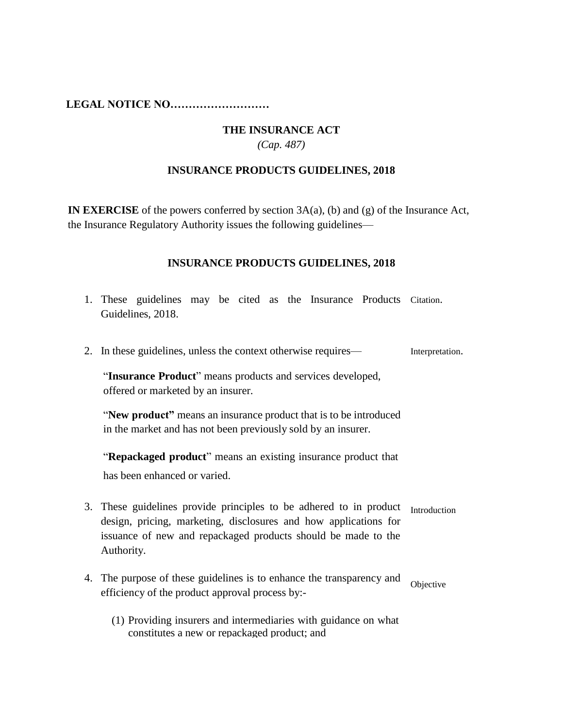**LEGAL NOTICE NO………………………**

# THE INSURANCE ACT

*(Cap. 487)*

## INSURANCE PRODUCTS GUIDELINES, 2018

**IN EXERCISE** of the powers conferred by section 3A(a), (b) and (g) of the Insurance Act, the Insurance Regulatory Authority issues the following guidelines—

## INSURANCE PRODUCTS GUIDELINES, 2018

1. These guidelines may be cited as the Insurance Products Guidelines, 2018. *Citation.*

2. In these guidelines, unless the context otherwise requires— *Interpretation.*

   "**Insurance Product**" means products and services developed, offered or marketed by an insurer.

   "**New product"** means an insurance product that is to be introduced in the market and has not been previously sold by an insurer.

   "**Repackaged product**" means an existing insurance product that has been enhanced or varied.

3. These guidelines provide principles to be adhered to in product design, pricing, marketing, disclosures and how applications for issuance of new and repackaged products should be made to the Authority. *Introduction*

4. The purpose of these guidelines is to enhance the transparency and efficiency of the product approval process by:- *Objective*

   (1) Providing insurers and intermediaries with guidance on what constitutes a new or repackaged product; and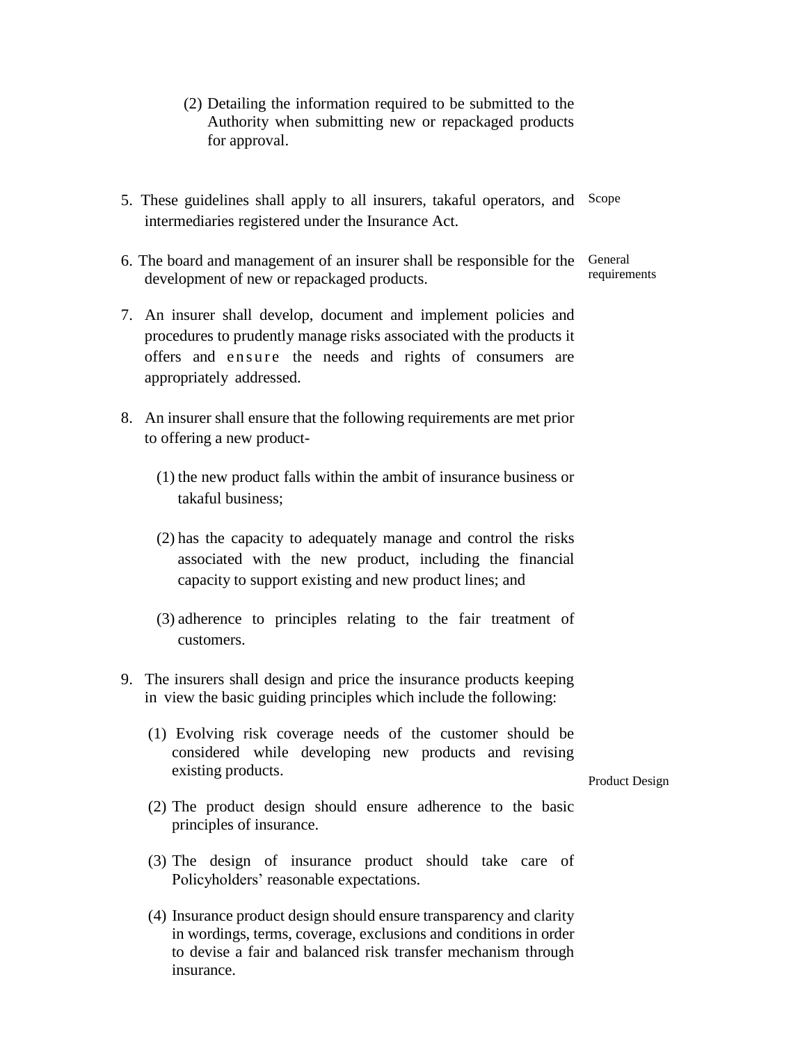(2) Detailing the information required to be submitted to the Authority when submitting new or repackaged products for approval.

**Scope**

5. These guidelines shall apply to all insurers, takaful operators, and intermediaries registered under the Insurance Act.

**General requirements**

6. The board and management of an insurer shall be responsible for the development of new or repackaged products.

7. An insurer shall develop, document and implement policies and procedures to prudently manage risks associated with the products it offers and ensure the needs and rights of consumers are appropriately addressed.

8. An insurer shall ensure that the following requirements are met prior to offering a new product-

   (1) the new product falls within the ambit of insurance business or takaful business;

   (2) has the capacity to adequately manage and control the risks associated with the new product, including the financial capacity to support existing and new product lines; and

   (3) adherence to principles relating to the fair treatment of customers.

**Product Design**

9. The insurers shall design and price the insurance products keeping in view the basic guiding principles which include the following:

   (1) Evolving risk coverage needs of the customer should be considered while developing new products and revising existing products.

   (2) The product design should ensure adherence to the basic principles of insurance.

   (3) The design of insurance product should take care of Policyholders' reasonable expectations.

   (4) Insurance product design should ensure transparency and clarity in wordings, terms, coverage, exclusions and conditions in order to devise a fair and balanced risk transfer mechanism through insurance.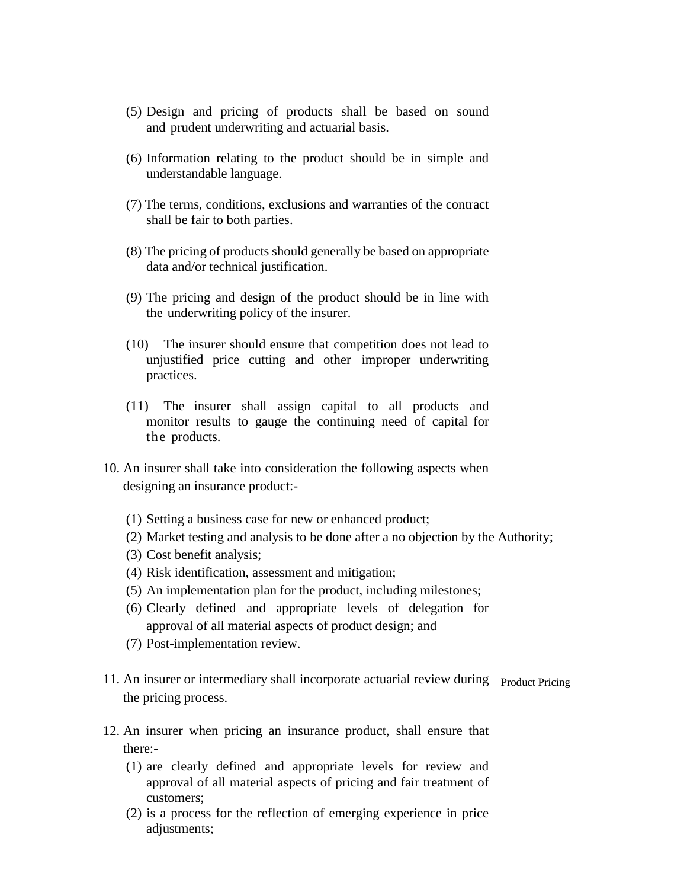(5) Design and pricing of products shall be based on sound and prudent underwriting and actuarial basis.

(6) Information relating to the product should be in simple and understandable language.

(7) The terms, conditions, exclusions and warranties of the contract shall be fair to both parties.

(8) The pricing of products should generally be based on appropriate data and/or technical justification.

(9) The pricing and design of the product should be in line with the underwriting policy of the insurer.

(10) The insurer should ensure that competition does not lead to unjustified price cutting and other improper underwriting practices.

(11) The insurer shall assign capital to all products and monitor results to gauge the continuing need of capital for the products.

10. An insurer shall take into consideration the following aspects when designing an insurance product:-

(1) Setting a business case for new or enhanced product;
(2) Market testing and analysis to be done after a no objection by the Authority;
(3) Cost benefit analysis;
(4) Risk identification, assessment and mitigation;
(5) An implementation plan for the product, including milestones;
(6) Clearly defined and appropriate levels of delegation for approval of all material aspects of product design; and
(7) Post-implementation review.

**Product Pricing**

11. An insurer or intermediary shall incorporate actuarial review during the pricing process.

12. An insurer when pricing an insurance product, shall ensure that there:-

(1) are clearly defined and appropriate levels for review and approval of all material aspects of pricing and fair treatment of customers;
(2) is a process for the reflection of emerging experience in price adjustments;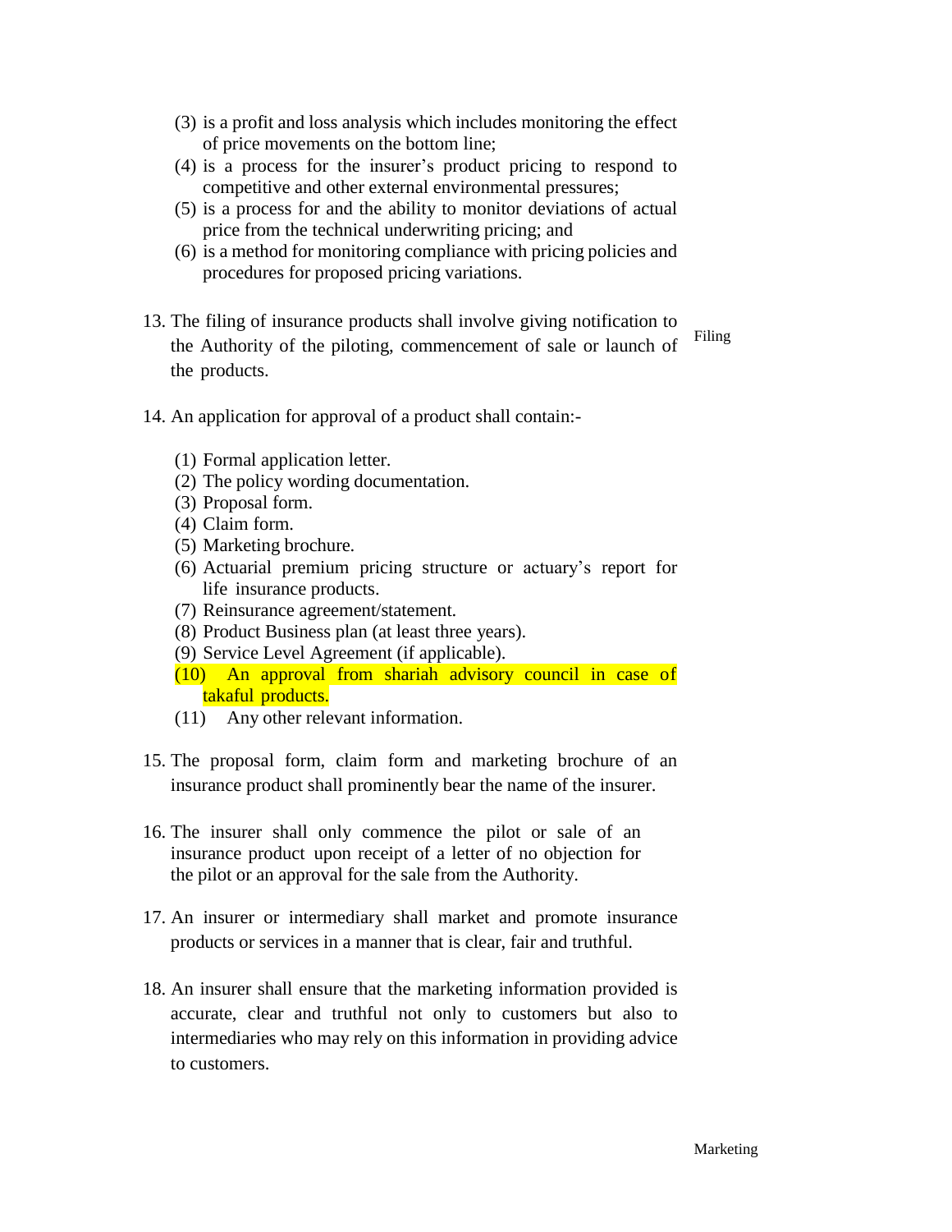(3) is a profit and loss analysis which includes monitoring the effect of price movements on the bottom line;

(4) is a process for the insurer's product pricing to respond to competitive and other external environmental pressures;

(5) is a process for and the ability to monitor deviations of actual price from the technical underwriting pricing; and

(6) is a method for monitoring compliance with pricing policies and procedures for proposed pricing variations.

Filing

13. The filing of insurance products shall involve giving notification to the Authority of the piloting, commencement of sale or launch of the products.

14. An application for approval of a product shall contain:-

(1) Formal application letter.

(2) The policy wording documentation.

(3) Proposal form.

(4) Claim form.

(5) Marketing brochure.

(6) Actuarial premium pricing structure or actuary's report for life insurance products.

(7) Reinsurance agreement/statement.

(8) Product Business plan (at least three years).

(9) Service Level Agreement (if applicable).

(10) An approval from shariah advisory council in case of takaful products.

(11) Any other relevant information.

15. The proposal form, claim form and marketing brochure of an insurance product shall prominently bear the name of the insurer.

16. The insurer shall only commence the pilot or sale of an insurance product upon receipt of a letter of no objection for the pilot or an approval for the sale from the Authority.

17. An insurer or intermediary shall market and promote insurance products or services in a manner that is clear, fair and truthful.

18. An insurer shall ensure that the marketing information provided is accurate, clear and truthful not only to customers but also to intermediaries who may rely on this information in providing advice to customers.

Marketing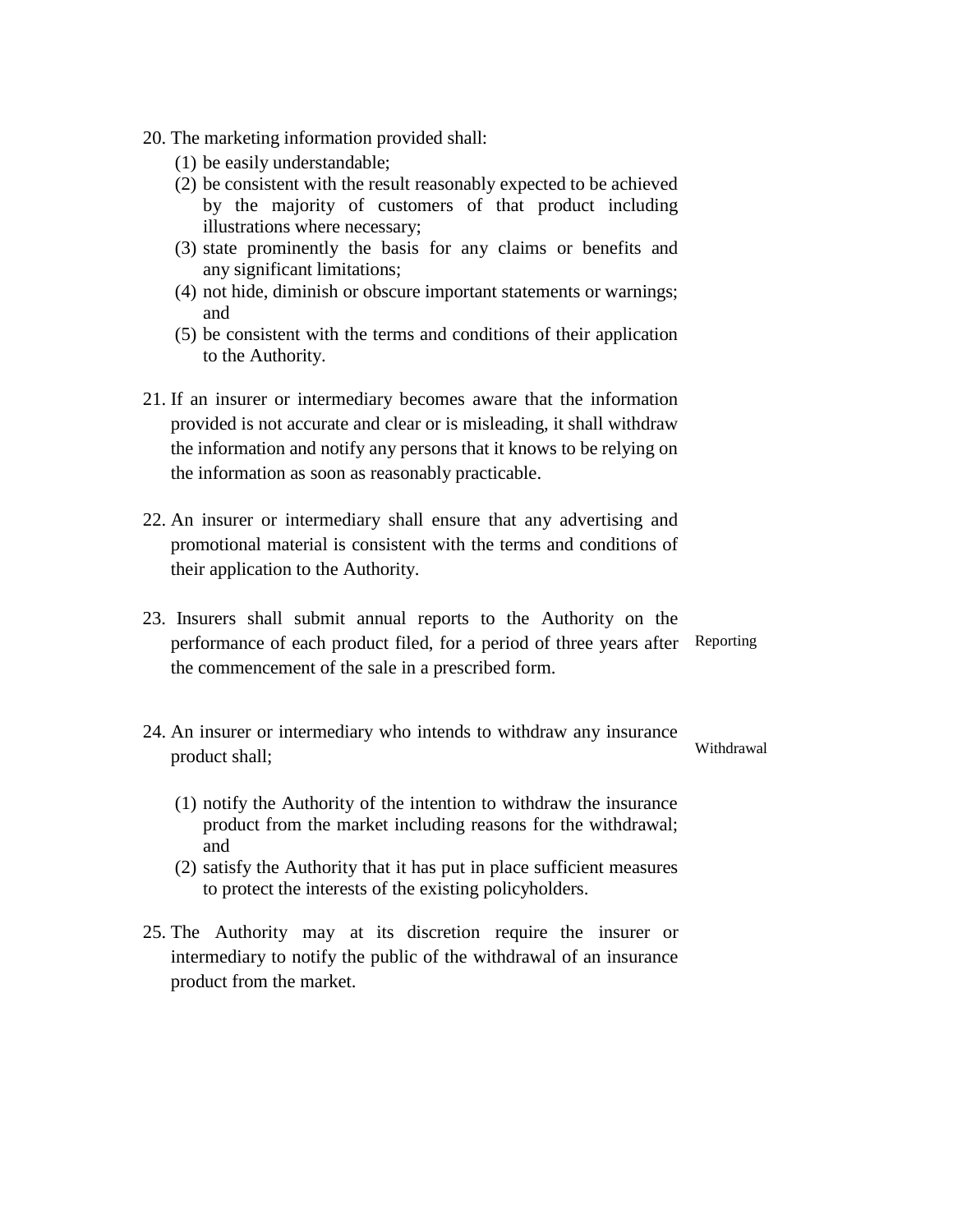20. The marketing information provided shall:
    (1) be easily understandable;
    (2) be consistent with the result reasonably expected to be achieved by the majority of customers of that product including illustrations where necessary;
    (3) state prominently the basis for any claims or benefits and any significant limitations;
    (4) not hide, diminish or obscure important statements or warnings; and
    (5) be consistent with the terms and conditions of their application to the Authority.

21. If an insurer or intermediary becomes aware that the information provided is not accurate and clear or is misleading, it shall withdraw the information and notify any persons that it knows to be relying on the information as soon as reasonably practicable.

22. An insurer or intermediary shall ensure that any advertising and promotional material is consistent with the terms and conditions of their application to the Authority.

*Reporting*

23. Insurers shall submit annual reports to the Authority on the performance of each product filed, for a period of three years after the commencement of the sale in a prescribed form.

*Withdrawal*

24. An insurer or intermediary who intends to withdraw any insurance product shall;
    (1) notify the Authority of the intention to withdraw the insurance product from the market including reasons for the withdrawal; and
    (2) satisfy the Authority that it has put in place sufficient measures to protect the interests of the existing policyholders.

25. The Authority may at its discretion require the insurer or intermediary to notify the public of the withdrawal of an insurance product from the market.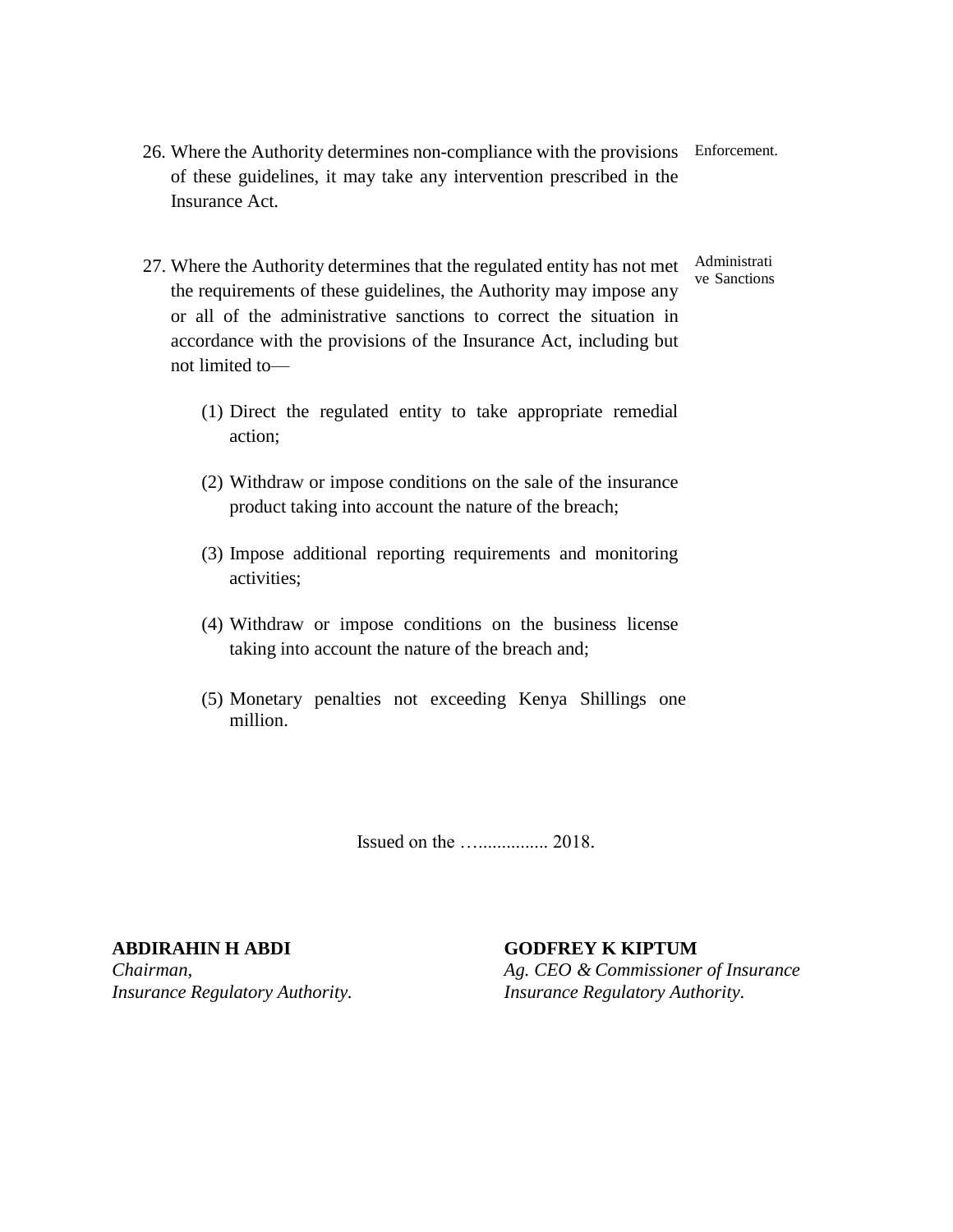26. Where the Authority determines non-compliance with the provisions of these guidelines, it may take any intervention prescribed in the Insurance Act. *Enforcement.*

27. Where the Authority determines that the regulated entity has not met the requirements of these guidelines, the Authority may impose any or all of the administrative sanctions to correct the situation in accordance with the provisions of the Insurance Act, including but not limited to— *Administrative Sanctions*

    (1) Direct the regulated entity to take appropriate remedial action;

    (2) Withdraw or impose conditions on the sale of the insurance product taking into account the nature of the breach;

    (3) Impose additional reporting requirements and monitoring activities;

    (4) Withdraw or impose conditions on the business license taking into account the nature of the breach and;

    (5) Monetary penalties not exceeding Kenya Shillings one million.

Issued on the …............... 2018.

**ABDIRAHIN H ABDI**
*Chairman,*
*Insurance Regulatory Authority.*

**GODFREY K KIPTUM**
*Ag. CEO & Commissioner of Insurance*
*Insurance Regulatory Authority.*